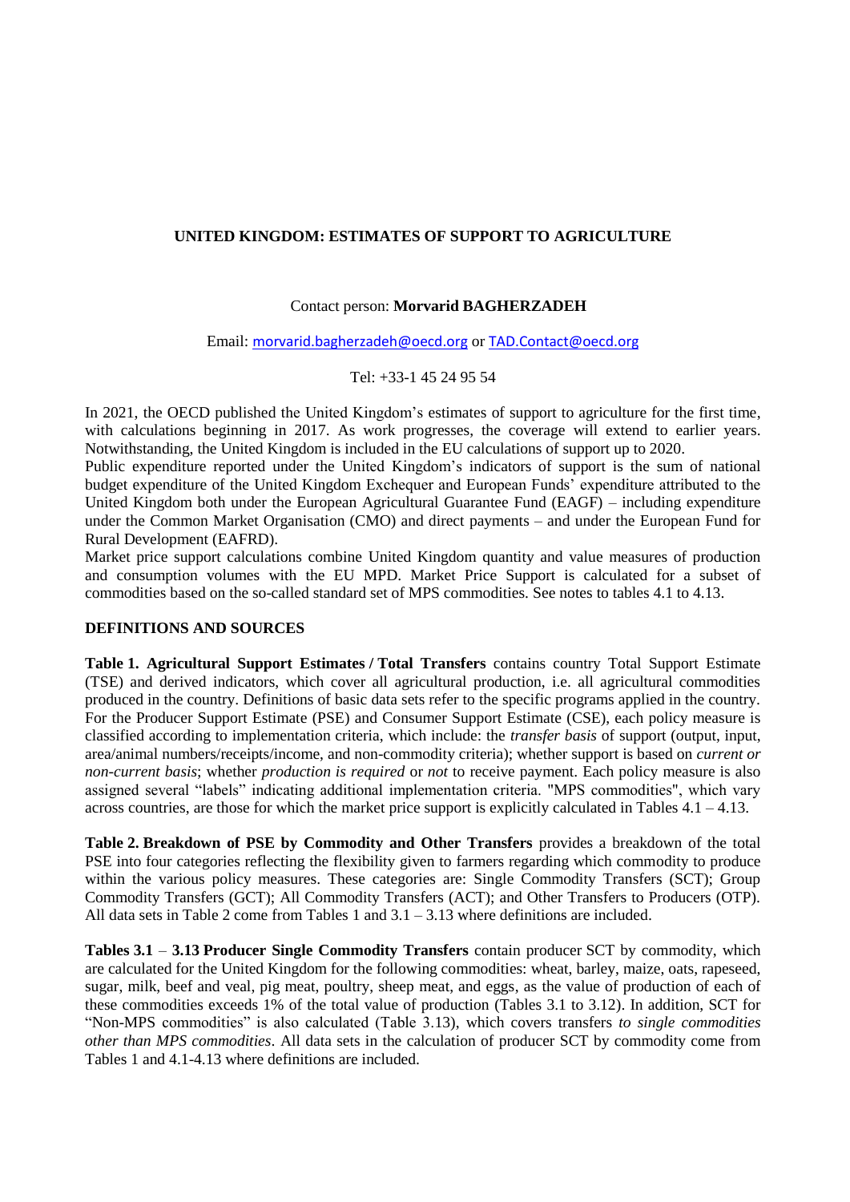# UNITED KINGDOM: ESTIMATES OF SUPPORT TO AGRICULTURE

Contact person: **Morvarid BAGHERZADEH**

Email: morvarid.bagherzadeh@oecd.org or TAD.Contact@oecd.org

Tel: +33-1 45 24 95 54

In 2021, the OECD published the United Kingdom's estimates of support to agriculture for the first time, with calculations beginning in 2017. As work progresses, the coverage will extend to earlier years. Notwithstanding, the United Kingdom is included in the EU calculations of support up to 2020.

Public expenditure reported under the United Kingdom's indicators of support is the sum of national budget expenditure of the United Kingdom Exchequer and European Funds' expenditure attributed to the United Kingdom both under the European Agricultural Guarantee Fund (EAGF) – including expenditure under the Common Market Organisation (CMO) and direct payments – and under the European Fund for Rural Development (EAFRD).

Market price support calculations combine United Kingdom quantity and value measures of production and consumption volumes with the EU MPD. Market Price Support is calculated for a subset of commodities based on the so-called standard set of MPS commodities. See notes to tables 4.1 to 4.13.

## DEFINITIONS AND SOURCES

**Table 1. Agricultural Support Estimates / Total Transfers** contains country Total Support Estimate (TSE) and derived indicators, which cover all agricultural production, i.e. all agricultural commodities produced in the country. Definitions of basic data sets refer to the specific programs applied in the country. For the Producer Support Estimate (PSE) and Consumer Support Estimate (CSE), each policy measure is classified according to implementation criteria, which include: the *transfer basis* of support (output, input, area/animal numbers/receipts/income, and non-commodity criteria); whether support is based on *current or non-current basis*; whether *production is required* or *not* to receive payment. Each policy measure is also assigned several "labels" indicating additional implementation criteria. "MPS commodities", which vary across countries, are those for which the market price support is explicitly calculated in Tables 4.1 – 4.13.

**Table 2. Breakdown of PSE by Commodity and Other Transfers** provides a breakdown of the total PSE into four categories reflecting the flexibility given to farmers regarding which commodity to produce within the various policy measures. These categories are: Single Commodity Transfers (SCT); Group Commodity Transfers (GCT); All Commodity Transfers (ACT); and Other Transfers to Producers (OTP). All data sets in Table 2 come from Tables 1 and 3.1 – 3.13 where definitions are included.

**Tables 3.1** – **3.13 Producer Single Commodity Transfers** contain producer SCT by commodity, which are calculated for the United Kingdom for the following commodities: wheat, barley, maize, oats, rapeseed, sugar, milk, beef and veal, pig meat, poultry, sheep meat, and eggs, as the value of production of each of these commodities exceeds 1% of the total value of production (Tables 3.1 to 3.12). In addition, SCT for "Non-MPS commodities" is also calculated (Table 3.13), which covers transfers *to single commodities other than MPS commodities*. All data sets in the calculation of producer SCT by commodity come from Tables 1 and 4.1-4.13 where definitions are included.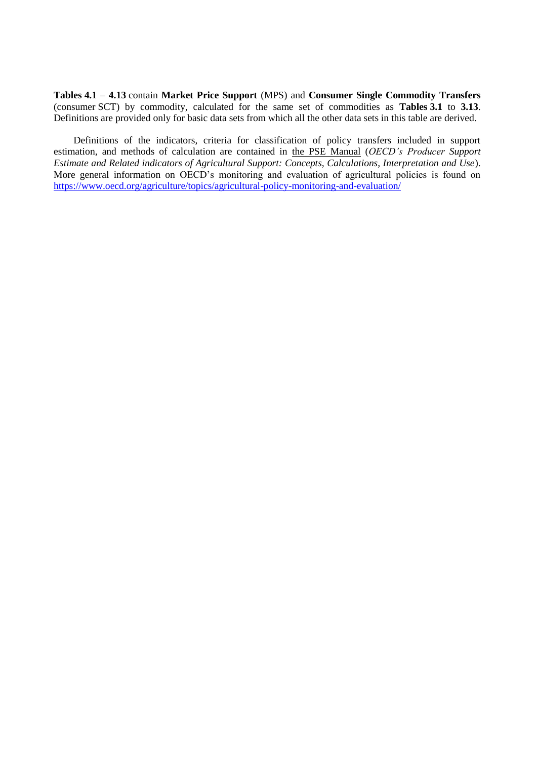**Tables 4.1** – **4.13** contain **Market Price Support** (MPS) and **Consumer Single Commodity Transfers** (consumer SCT) by commodity, calculated for the same set of commodities as **Tables 3.1** to **3.13**. Definitions are provided only for basic data sets from which all the other data sets in this table are derived.

Definitions of the indicators, criteria for classification of policy transfers included in support estimation, and methods of calculation are contained in the PSE Manual (*OECD's Producer Support Estimate and Related indicators of Agricultural Support: Concepts, Calculations, Interpretation and Use*). More general information on OECD's monitoring and evaluation of agricultural policies is found on https://www.oecd.org/agriculture/topics/agricultural-policy-monitoring-and-evaluation/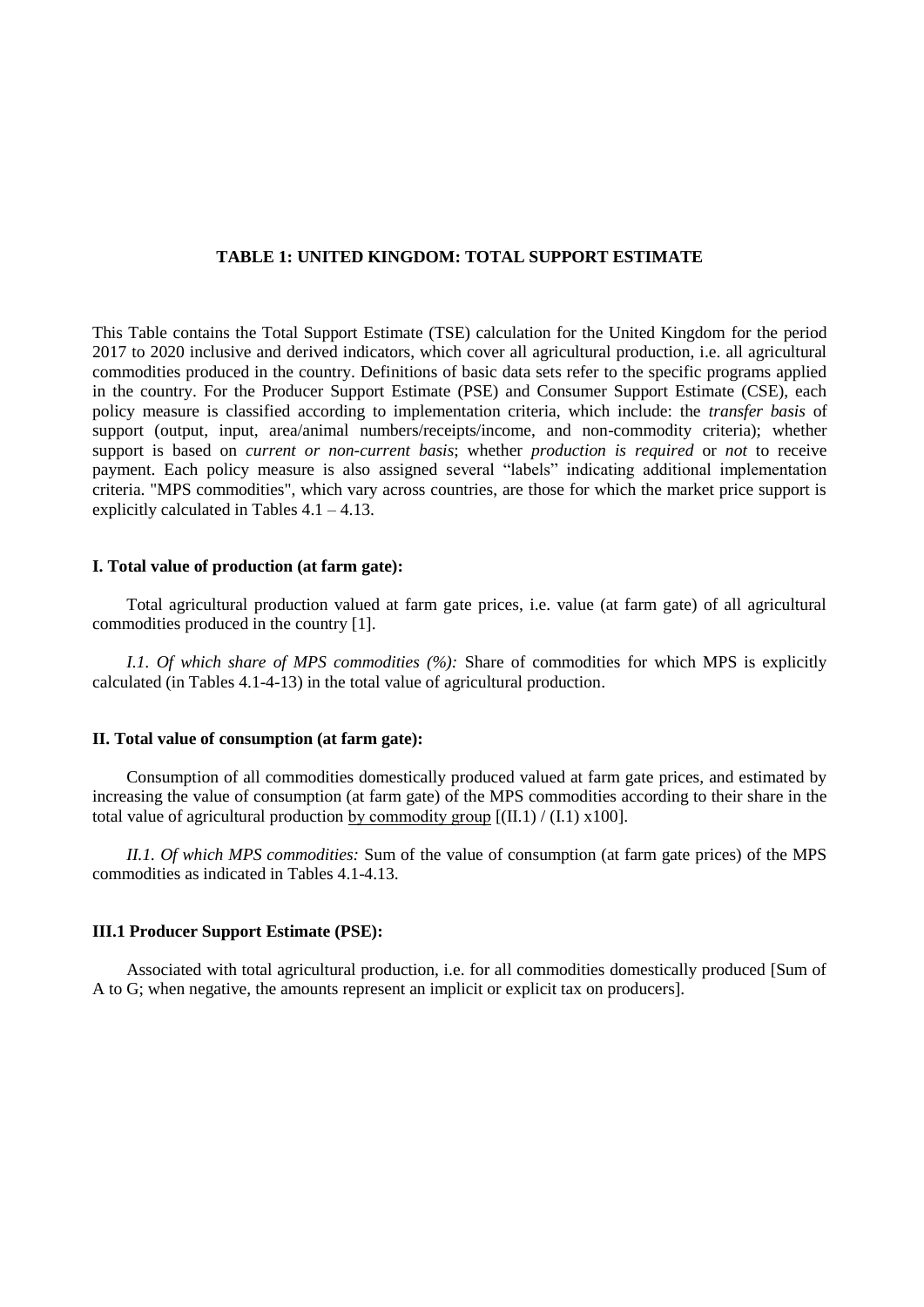## TABLE 1: UNITED KINGDOM: TOTAL SUPPORT ESTIMATE

This Table contains the Total Support Estimate (TSE) calculation for the United Kingdom for the period 2017 to 2020 inclusive and derived indicators, which cover all agricultural production, i.e. all agricultural commodities produced in the country. Definitions of basic data sets refer to the specific programs applied in the country. For the Producer Support Estimate (PSE) and Consumer Support Estimate (CSE), each policy measure is classified according to implementation criteria, which include: the *transfer basis* of support (output, input, area/animal numbers/receipts/income, and non-commodity criteria); whether support is based on *current or non-current basis*; whether *production is required* or *not* to receive payment. Each policy measure is also assigned several "labels" indicating additional implementation criteria. "MPS commodities", which vary across countries, are those for which the market price support is explicitly calculated in Tables 4.1 – 4.13.

### I. Total value of production (at farm gate):

Total agricultural production valued at farm gate prices, i.e. value (at farm gate) of all agricultural commodities produced in the country [1].

*I.1. Of which share of MPS commodities (%):* Share of commodities for which MPS is explicitly calculated (in Tables 4.1-4-13) in the total value of agricultural production.

### II. Total value of consumption (at farm gate):

Consumption of all commodities domestically produced valued at farm gate prices, and estimated by increasing the value of consumption (at farm gate) of the MPS commodities according to their share in the total value of agricultural production <u>by commodity group</u> [(II.1) / (I.1) x100].

*II.1. Of which MPS commodities:* Sum of the value of consumption (at farm gate prices) of the MPS commodities as indicated in Tables 4.1-4.13.

### III.1 Producer Support Estimate (PSE):

Associated with total agricultural production, i.e. for all commodities domestically produced [Sum of A to G; when negative, the amounts represent an implicit or explicit tax on producers].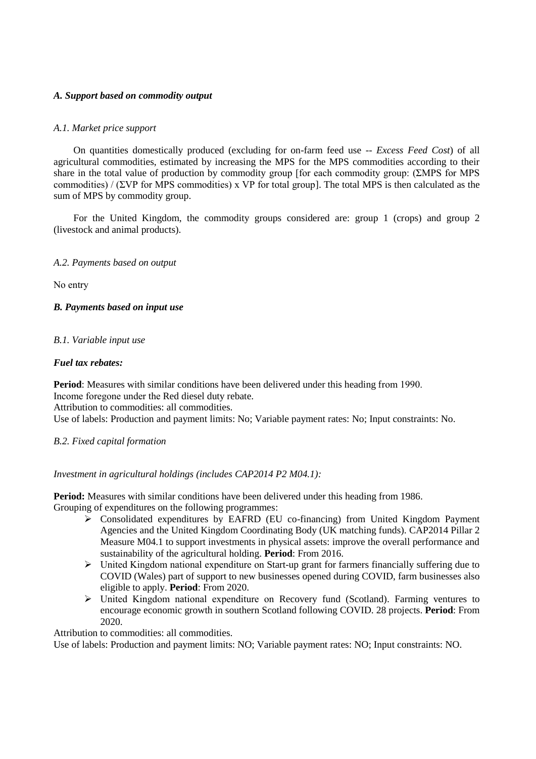### *A. Support based on commodity output*

*A.1. Market price support*

On quantities domestically produced (excluding for on-farm feed use -- *Excess Feed Cost*) of all agricultural commodities, estimated by increasing the MPS for the MPS commodities according to their share in the total value of production by commodity group [for each commodity group: (ΣMPS for MPS commodities) / (ΣVP for MPS commodities) x VP for total group]. The total MPS is then calculated as the sum of MPS by commodity group.

For the United Kingdom, the commodity groups considered are: group 1 (crops) and group 2 (livestock and animal products).

*A.2. Payments based on output*

No entry

### *B. Payments based on input use*

*B.1. Variable input use*

***Fuel tax rebates:***

**Period**: Measures with similar conditions have been delivered under this heading from 1990.
Income foregone under the Red diesel duty rebate.
Attribution to commodities: all commodities.
Use of labels: Production and payment limits: No; Variable payment rates: No; Input constraints: No.

*B.2. Fixed capital formation*

*Investment in agricultural holdings (includes CAP2014 P2 M04.1):*

**Period:** Measures with similar conditions have been delivered under this heading from 1986.
Grouping of expenditures on the following programmes:

- Consolidated expenditures by EAFRD (EU co-financing) from United Kingdom Payment Agencies and the United Kingdom Coordinating Body (UK matching funds). CAP2014 Pillar 2 Measure M04.1 to support investments in physical assets: improve the overall performance and sustainability of the agricultural holding. **Period**: From 2016.
- United Kingdom national expenditure on Start-up grant for farmers financially suffering due to COVID (Wales) part of support to new businesses opened during COVID, farm businesses also eligible to apply. **Period**: From 2020.
- United Kingdom national expenditure on Recovery fund (Scotland). Farming ventures to encourage economic growth in southern Scotland following COVID. 28 projects. **Period**: From 2020.

Attribution to commodities: all commodities.
Use of labels: Production and payment limits: NO; Variable payment rates: NO; Input constraints: NO.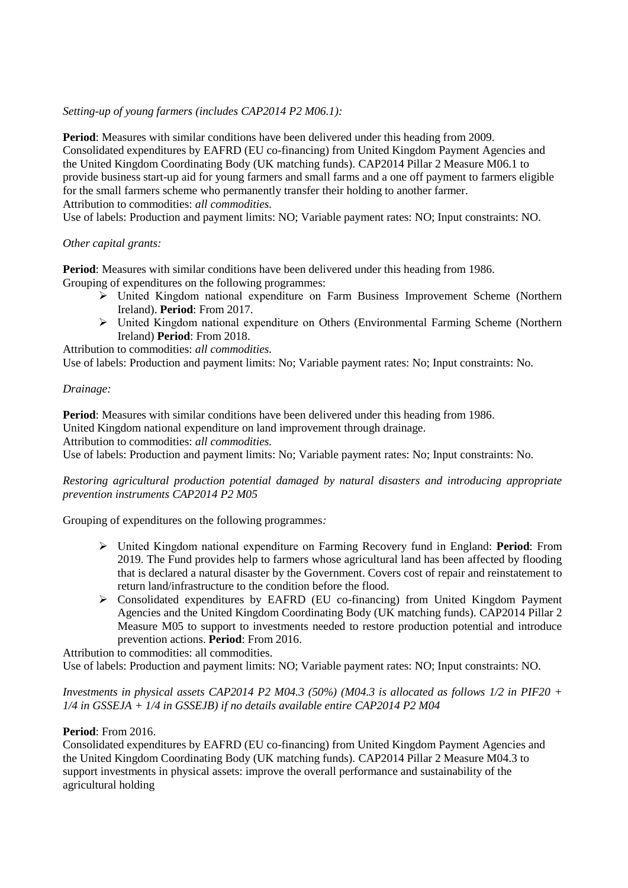*Setting-up of young farmers (includes CAP2014 P2 M06.1):*

**Period**: Measures with similar conditions have been delivered under this heading from 2009.
Consolidated expenditures by EAFRD (EU co-financing) from United Kingdom Payment Agencies and the United Kingdom Coordinating Body (UK matching funds). CAP2014 Pillar 2 Measure M06.1 to provide business start-up aid for young farmers and small farms and a one off payment to farmers eligible for the small farmers scheme who permanently transfer their holding to another farmer.
Attribution to commodities: *all commodities.*
Use of labels: Production and payment limits: NO; Variable payment rates: NO; Input constraints: NO.

*Other capital grants:*

**Period**: Measures with similar conditions have been delivered under this heading from 1986.
Grouping of expenditures on the following programmes:

- United Kingdom national expenditure on Farm Business Improvement Scheme (Northern Ireland). **Period**: From 2017.
- United Kingdom national expenditure on Others (Environmental Farming Scheme (Northern Ireland) **Period**: From 2018.

Attribution to commodities: *all commodities.*
Use of labels: Production and payment limits: No; Variable payment rates: No; Input constraints: No.

*Drainage:*

**Period**: Measures with similar conditions have been delivered under this heading from 1986.
United Kingdom national expenditure on land improvement through drainage.
Attribution to commodities: *all commodities.*
Use of labels: Production and payment limits: No; Variable payment rates: No; Input constraints: No.

*Restoring agricultural production potential damaged by natural disasters and introducing appropriate prevention instruments CAP2014 P2 M05*

Grouping of expenditures on the following programmes*:*

- United Kingdom national expenditure on Farming Recovery fund in England: **Period**: From 2019. The Fund provides help to farmers whose agricultural land has been affected by flooding that is declared a natural disaster by the Government. Covers cost of repair and reinstatement to return land/infrastructure to the condition before the flood.
- Consolidated expenditures by EAFRD (EU co-financing) from United Kingdom Payment Agencies and the United Kingdom Coordinating Body (UK matching funds). CAP2014 Pillar 2 Measure M05 to support to investments needed to restore production potential and introduce prevention actions. **Period**: From 2016.

Attribution to commodities: all commodities.
Use of labels: Production and payment limits: NO; Variable payment rates: NO; Input constraints: NO.

*Investments in physical assets CAP2014 P2 M04.3 (50%) (M04.3 is allocated as follows 1/2 in PIF20 + 1/4 in GSSEJA + 1/4 in GSSEJB) if no details available entire CAP2014 P2 M04*

**Period**: From 2016.
Consolidated expenditures by EAFRD (EU co-financing) from United Kingdom Payment Agencies and the United Kingdom Coordinating Body (UK matching funds). CAP2014 Pillar 2 Measure M04.3 to support investments in physical assets: improve the overall performance and sustainability of the agricultural holding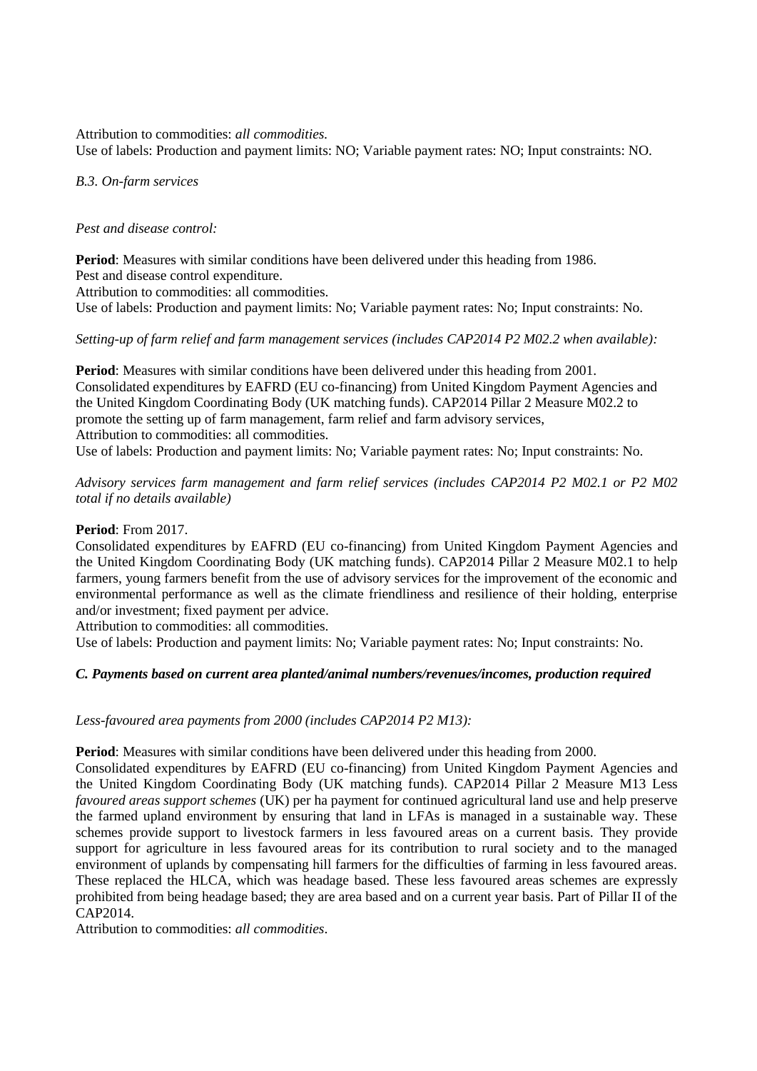Attribution to commodities: *all commodities.*
Use of labels: Production and payment limits: NO; Variable payment rates: NO; Input constraints: NO.

*B.3. On-farm services*

*Pest and disease control:*

**Period**: Measures with similar conditions have been delivered under this heading from 1986.
Pest and disease control expenditure.
Attribution to commodities: all commodities.
Use of labels: Production and payment limits: No; Variable payment rates: No; Input constraints: No.

*Setting-up of farm relief and farm management services (includes CAP2014 P2 M02.2 when available):*

**Period**: Measures with similar conditions have been delivered under this heading from 2001.
Consolidated expenditures by EAFRD (EU co-financing) from United Kingdom Payment Agencies and the United Kingdom Coordinating Body (UK matching funds). CAP2014 Pillar 2 Measure M02.2 to promote the setting up of farm management, farm relief and farm advisory services,
Attribution to commodities: all commodities.
Use of labels: Production and payment limits: No; Variable payment rates: No; Input constraints: No.

*Advisory services farm management and farm relief services (includes CAP2014 P2 M02.1 or P2 M02 total if no details available)*

**Period**: From 2017.
Consolidated expenditures by EAFRD (EU co-financing) from United Kingdom Payment Agencies and the United Kingdom Coordinating Body (UK matching funds). CAP2014 Pillar 2 Measure M02.1 to help farmers, young farmers benefit from the use of advisory services for the improvement of the economic and environmental performance as well as the climate friendliness and resilience of their holding, enterprise and/or investment; fixed payment per advice.
Attribution to commodities: all commodities.
Use of labels: Production and payment limits: No; Variable payment rates: No; Input constraints: No.

***C. Payments based on current area planted/animal numbers/revenues/incomes, production required***

*Less-favoured area payments from 2000 (includes CAP2014 P2 M13):*

**Period**: Measures with similar conditions have been delivered under this heading from 2000.
Consolidated expenditures by EAFRD (EU co-financing) from United Kingdom Payment Agencies and the United Kingdom Coordinating Body (UK matching funds). CAP2014 Pillar 2 Measure M13 Less *favoured areas support schemes* (UK) per ha payment for continued agricultural land use and help preserve the farmed upland environment by ensuring that land in LFAs is managed in a sustainable way. These schemes provide support to livestock farmers in less favoured areas on a current basis. They provide support for agriculture in less favoured areas for its contribution to rural society and to the managed environment of uplands by compensating hill farmers for the difficulties of farming in less favoured areas. These replaced the HLCA, which was headage based. These less favoured areas schemes are expressly prohibited from being headage based; they are area based and on a current year basis. Part of Pillar II of the CAP2014.
Attribution to commodities: *all commodities*.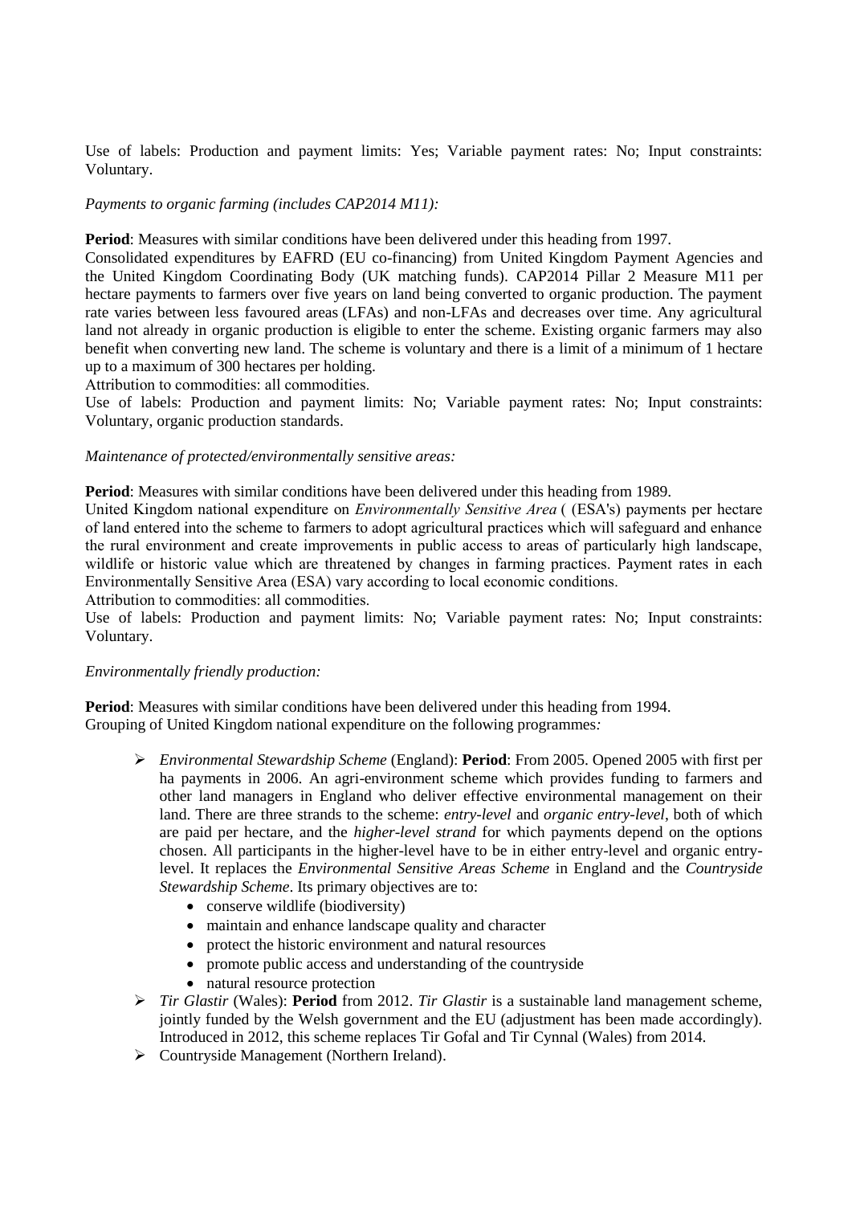Use of labels: Production and payment limits: Yes; Variable payment rates: No; Input constraints: Voluntary.

*Payments to organic farming (includes CAP2014 M11):*

**Period**: Measures with similar conditions have been delivered under this heading from 1997.

Consolidated expenditures by EAFRD (EU co-financing) from United Kingdom Payment Agencies and the United Kingdom Coordinating Body (UK matching funds). CAP2014 Pillar 2 Measure M11 per hectare payments to farmers over five years on land being converted to organic production. The payment rate varies between less favoured areas (LFAs) and non-LFAs and decreases over time. Any agricultural land not already in organic production is eligible to enter the scheme. Existing organic farmers may also benefit when converting new land. The scheme is voluntary and there is a limit of a minimum of 1 hectare up to a maximum of 300 hectares per holding.

Attribution to commodities: all commodities.

Use of labels: Production and payment limits: No; Variable payment rates: No; Input constraints: Voluntary, organic production standards.

*Maintenance of protected/environmentally sensitive areas:*

**Period**: Measures with similar conditions have been delivered under this heading from 1989.

United Kingdom national expenditure on *Environmentally Sensitive Area* ( (ESA's) payments per hectare of land entered into the scheme to farmers to adopt agricultural practices which will safeguard and enhance the rural environment and create improvements in public access to areas of particularly high landscape, wildlife or historic value which are threatened by changes in farming practices. Payment rates in each Environmentally Sensitive Area (ESA) vary according to local economic conditions.

Attribution to commodities: all commodities.

Use of labels: Production and payment limits: No; Variable payment rates: No; Input constraints: Voluntary.

*Environmentally friendly production:*

**Period**: Measures with similar conditions have been delivered under this heading from 1994.

Grouping of United Kingdom national expenditure on the following programmes*:*

- *Environmental Stewardship Scheme* (England): **Period**: From 2005. Opened 2005 with first per ha payments in 2006. An agri-environment scheme which provides funding to farmers and other land managers in England who deliver effective environmental management on their land. There are three strands to the scheme: *entry-level* and *organic entry-level*, both of which are paid per hectare, and the *higher-level strand* for which payments depend on the options chosen. All participants in the higher-level have to be in either entry-level and organic entry-level. It replaces the *Environmental Sensitive Areas Scheme* in England and the *Countryside Stewardship Scheme*. Its primary objectives are to:
  - conserve wildlife (biodiversity)
  - maintain and enhance landscape quality and character
  - protect the historic environment and natural resources
  - promote public access and understanding of the countryside
  - natural resource protection
- *Tir Glastir* (Wales): **Period** from 2012. *Tir Glastir* is a sustainable land management scheme, jointly funded by the Welsh government and the EU (adjustment has been made accordingly). Introduced in 2012, this scheme replaces Tir Gofal and Tir Cynnal (Wales) from 2014.
- Countryside Management (Northern Ireland).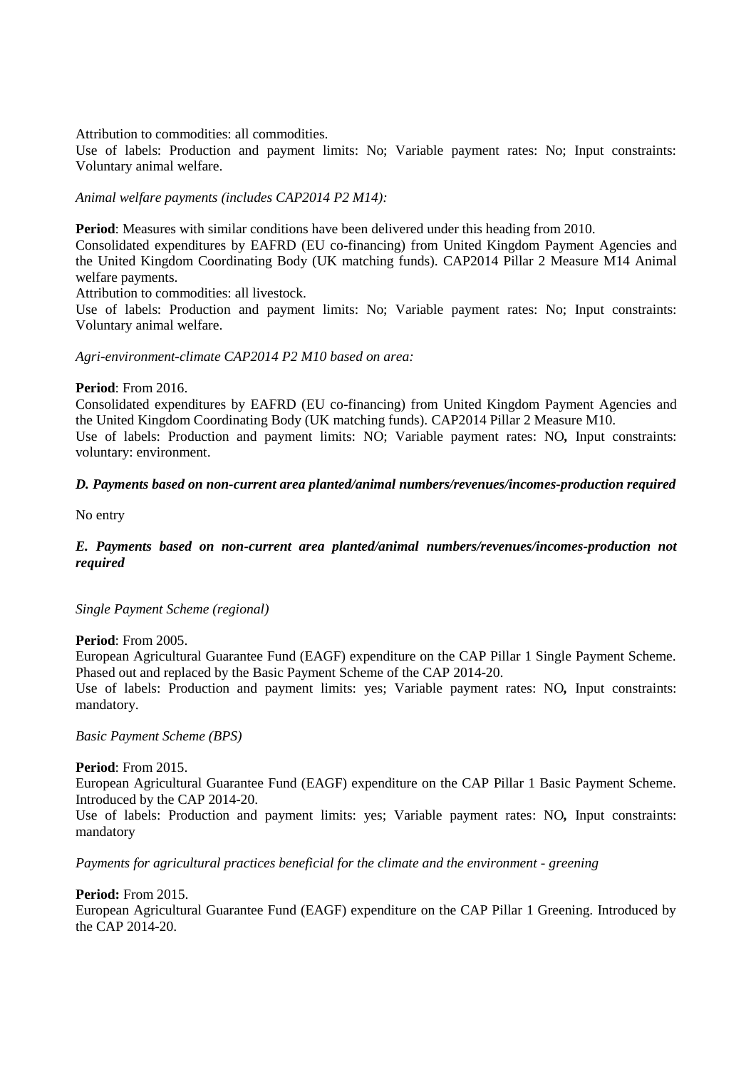Attribution to commodities: all commodities.

Use of labels: Production and payment limits: No; Variable payment rates: No; Input constraints: Voluntary animal welfare.

*Animal welfare payments (includes CAP2014 P2 M14):*

**Period**: Measures with similar conditions have been delivered under this heading from 2010.

Consolidated expenditures by EAFRD (EU co-financing) from United Kingdom Payment Agencies and the United Kingdom Coordinating Body (UK matching funds). CAP2014 Pillar 2 Measure M14 Animal welfare payments.

Attribution to commodities: all livestock.

Use of labels: Production and payment limits: No; Variable payment rates: No; Input constraints: Voluntary animal welfare.

*Agri-environment-climate CAP2014 P2 M10 based on area:*

**Period**: From 2016.

Consolidated expenditures by EAFRD (EU co-financing) from United Kingdom Payment Agencies and the United Kingdom Coordinating Body (UK matching funds). CAP2014 Pillar 2 Measure M10.

Use of labels: Production and payment limits: NO; Variable payment rates: NO**,** Input constraints: voluntary: environment.

***D. Payments based on non-current area planted/animal numbers/revenues/incomes-production required***

No entry

***E. Payments based on non-current area planted/animal numbers/revenues/incomes-production not required***

*Single Payment Scheme (regional)*

**Period**: From 2005.

European Agricultural Guarantee Fund (EAGF) expenditure on the CAP Pillar 1 Single Payment Scheme. Phased out and replaced by the Basic Payment Scheme of the CAP 2014-20.

Use of labels: Production and payment limits: yes; Variable payment rates: NO**,** Input constraints: mandatory.

*Basic Payment Scheme (BPS)*

**Period**: From 2015.

European Agricultural Guarantee Fund (EAGF) expenditure on the CAP Pillar 1 Basic Payment Scheme. Introduced by the CAP 2014-20.

Use of labels: Production and payment limits: yes; Variable payment rates: NO**,** Input constraints: mandatory

*Payments for agricultural practices beneficial for the climate and the environment - greening*

**Period:** From 2015.

European Agricultural Guarantee Fund (EAGF) expenditure on the CAP Pillar 1 Greening. Introduced by the CAP 2014-20.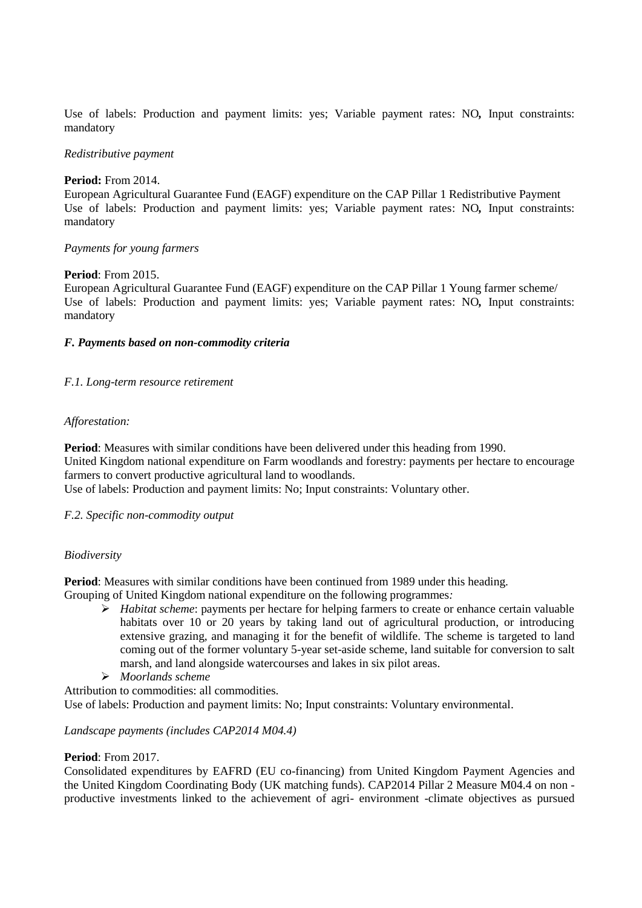Use of labels: Production and payment limits: yes; Variable payment rates: NO**,** Input constraints: mandatory

*Redistributive payment*

**Period:** From 2014.
European Agricultural Guarantee Fund (EAGF) expenditure on the CAP Pillar 1 Redistributive Payment
Use of labels: Production and payment limits: yes; Variable payment rates: NO**,** Input constraints: mandatory

*Payments for young farmers*

**Period**: From 2015.
European Agricultural Guarantee Fund (EAGF) expenditure on the CAP Pillar 1 Young farmer scheme/
Use of labels: Production and payment limits: yes; Variable payment rates: NO**,** Input constraints: mandatory

***F. Payments based on non-commodity criteria***

*F.1. Long-term resource retirement*

*Afforestation:*

**Period**: Measures with similar conditions have been delivered under this heading from 1990.
United Kingdom national expenditure on Farm woodlands and forestry: payments per hectare to encourage farmers to convert productive agricultural land to woodlands.
Use of labels: Production and payment limits: No; Input constraints: Voluntary other.

*F.2. Specific non-commodity output*

*Biodiversity*

**Period**: Measures with similar conditions have been continued from 1989 under this heading.
Grouping of United Kingdom national expenditure on the following programmes*:*

- *Habitat scheme*: payments per hectare for helping farmers to create or enhance certain valuable habitats over 10 or 20 years by taking land out of agricultural production, or introducing extensive grazing, and managing it for the benefit of wildlife. The scheme is targeted to land coming out of the former voluntary 5-year set-aside scheme, land suitable for conversion to salt marsh, and land alongside watercourses and lakes in six pilot areas.
- *Moorlands scheme*

Attribution to commodities: all commodities.
Use of labels: Production and payment limits: No; Input constraints: Voluntary environmental.

*Landscape payments (includes CAP2014 M04.4)*

**Period**: From 2017.
Consolidated expenditures by EAFRD (EU co-financing) from United Kingdom Payment Agencies and the United Kingdom Coordinating Body (UK matching funds). CAP2014 Pillar 2 Measure M04.4 on non - productive investments linked to the achievement of agri- environment -climate objectives as pursued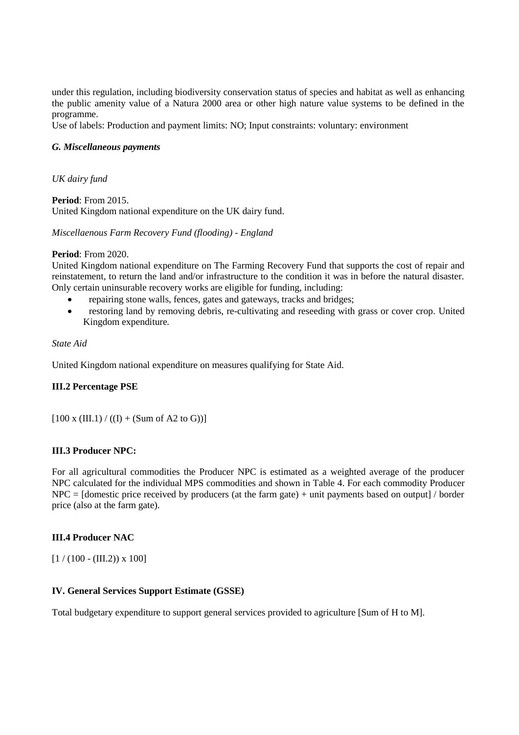under this regulation, including biodiversity conservation status of species and habitat as well as enhancing the public amenity value of a Natura 2000 area or other high nature value systems to be defined in the programme.

Use of labels: Production and payment limits: NO; Input constraints: voluntary: environment

***G. Miscellaneous payments***

*UK dairy fund*

**Period**: From 2015.

United Kingdom national expenditure on the UK dairy fund.

*Miscellaenous Farm Recovery Fund (flooding) - England*

**Period**: From 2020.

United Kingdom national expenditure on The Farming Recovery Fund that supports the cost of repair and reinstatement, to return the land and/or infrastructure to the condition it was in before the natural disaster. Only certain uninsurable recovery works are eligible for funding, including:

- repairing stone walls, fences, gates and gateways, tracks and bridges;
- restoring land by removing debris, re-cultivating and reseeding with grass or cover crop. United Kingdom expenditure.

*State Aid*

United Kingdom national expenditure on measures qualifying for State Aid.

**III.2 Percentage PSE**

[100 x (III.1) / ((I) + (Sum of A2 to G))]

**III.3 Producer NPC:**

For all agricultural commodities the Producer NPC is estimated as a weighted average of the producer NPC calculated for the individual MPS commodities and shown in Table 4. For each commodity Producer NPC = [domestic price received by producers (at the farm gate) + unit payments based on output] / border price (also at the farm gate).

**III.4 Producer NAC**

[1 / (100 - (III.2)) x 100]

**IV. General Services Support Estimate (GSSE)**

Total budgetary expenditure to support general services provided to agriculture [Sum of H to M].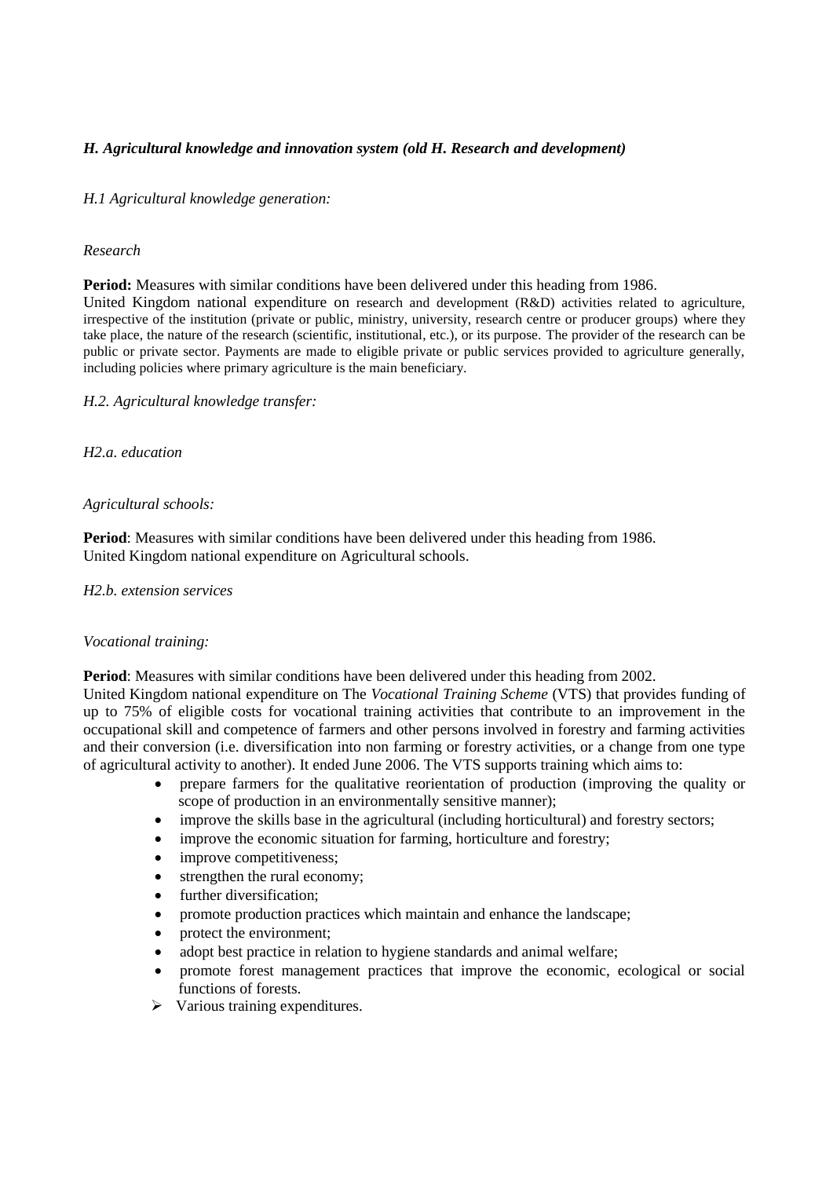***H. Agricultural knowledge and innovation system (old H. Research and development)***

*H.1 Agricultural knowledge generation:*

*Research*

**Period:** Measures with similar conditions have been delivered under this heading from 1986.
United Kingdom national expenditure on research and development (R&D) activities related to agriculture, irrespective of the institution (private or public, ministry, university, research centre or producer groups) where they take place, the nature of the research (scientific, institutional, etc.), or its purpose. The provider of the research can be public or private sector. Payments are made to eligible private or public services provided to agriculture generally, including policies where primary agriculture is the main beneficiary.

*H.2. Agricultural knowledge transfer:*

*H2.a. education*

*Agricultural schools:*

**Period**: Measures with similar conditions have been delivered under this heading from 1986.
United Kingdom national expenditure on Agricultural schools.

*H2.b. extension services*

*Vocational training:*

**Period**: Measures with similar conditions have been delivered under this heading from 2002.
United Kingdom national expenditure on The *Vocational Training Scheme* (VTS) that provides funding of up to 75% of eligible costs for vocational training activities that contribute to an improvement in the occupational skill and competence of farmers and other persons involved in forestry and farming activities and their conversion (i.e. diversification into non farming or forestry activities, or a change from one type of agricultural activity to another). It ended June 2006. The VTS supports training which aims to:

- prepare farmers for the qualitative reorientation of production (improving the quality or scope of production in an environmentally sensitive manner);
- improve the skills base in the agricultural (including horticultural) and forestry sectors;
- improve the economic situation for farming, horticulture and forestry;
- improve competitiveness;
- strengthen the rural economy;
- further diversification;
- promote production practices which maintain and enhance the landscape;
- protect the environment;
- adopt best practice in relation to hygiene standards and animal welfare;
- promote forest management practices that improve the economic, ecological or social functions of forests.

➢ Various training expenditures.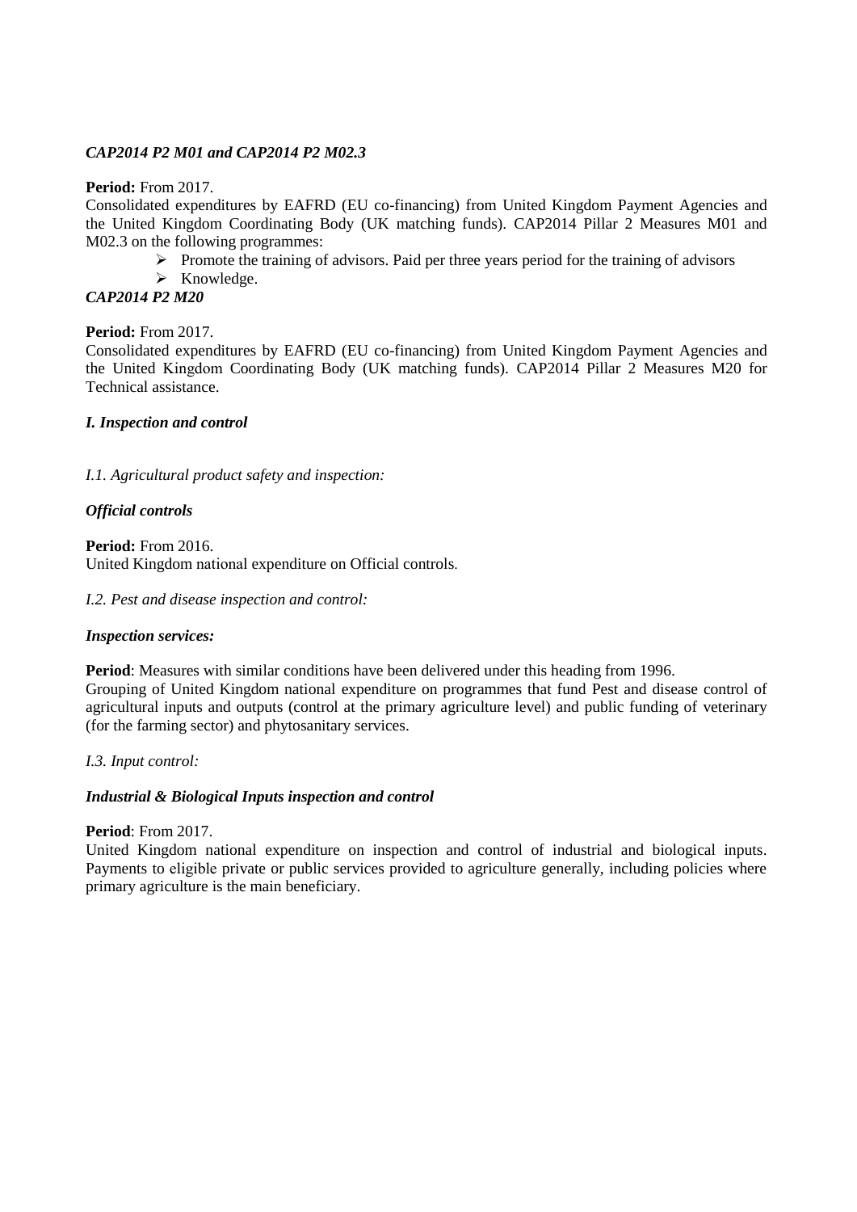***CAP2014 P2 M01 and CAP2014 P2 M02.3***

**Period:** From 2017.

Consolidated expenditures by EAFRD (EU co-financing) from United Kingdom Payment Agencies and the United Kingdom Coordinating Body (UK matching funds). CAP2014 Pillar 2 Measures M01 and M02.3 on the following programmes:

- Promote the training of advisors. Paid per three years period for the training of advisors
- Knowledge.

***CAP2014 P2 M20***

**Period:** From 2017.

Consolidated expenditures by EAFRD (EU co-financing) from United Kingdom Payment Agencies and the United Kingdom Coordinating Body (UK matching funds). CAP2014 Pillar 2 Measures M20 for Technical assistance.

***I. Inspection and control***

*I.1. Agricultural product safety and inspection:*

***Official controls***

**Period:** From 2016.

United Kingdom national expenditure on Official controls.

*I.2. Pest and disease inspection and control:*

***Inspection services:***

**Period**: Measures with similar conditions have been delivered under this heading from 1996.

Grouping of United Kingdom national expenditure on programmes that fund Pest and disease control of agricultural inputs and outputs (control at the primary agriculture level) and public funding of veterinary (for the farming sector) and phytosanitary services.

*I.3. Input control:*

***Industrial & Biological Inputs inspection and control***

**Period**: From 2017.

United Kingdom national expenditure on inspection and control of industrial and biological inputs. Payments to eligible private or public services provided to agriculture generally, including policies where primary agriculture is the main beneficiary.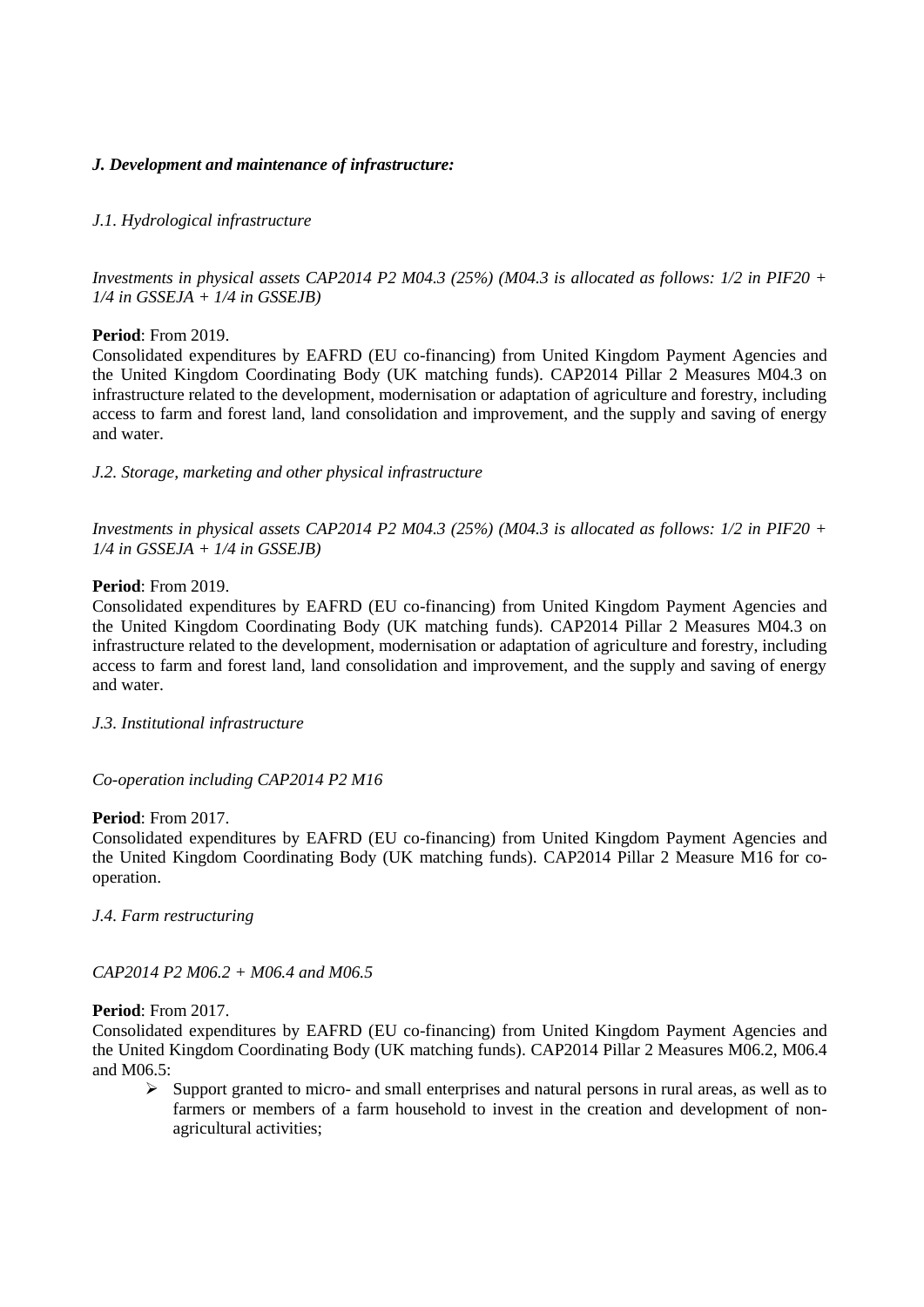### *J. Development and maintenance of infrastructure:*

*J.1. Hydrological infrastructure*

*Investments in physical assets CAP2014 P2 M04.3 (25%) (M04.3 is allocated as follows: 1/2 in PIF20 + 1/4 in GSSEJA + 1/4 in GSSEJB)*

**Period**: From 2019.

Consolidated expenditures by EAFRD (EU co-financing) from United Kingdom Payment Agencies and the United Kingdom Coordinating Body (UK matching funds). CAP2014 Pillar 2 Measures M04.3 on infrastructure related to the development, modernisation or adaptation of agriculture and forestry, including access to farm and forest land, land consolidation and improvement, and the supply and saving of energy and water.

*J.2. Storage, marketing and other physical infrastructure*

*Investments in physical assets CAP2014 P2 M04.3 (25%) (M04.3 is allocated as follows: 1/2 in PIF20 + 1/4 in GSSEJA + 1/4 in GSSEJB)*

**Period**: From 2019.

Consolidated expenditures by EAFRD (EU co-financing) from United Kingdom Payment Agencies and the United Kingdom Coordinating Body (UK matching funds). CAP2014 Pillar 2 Measures M04.3 on infrastructure related to the development, modernisation or adaptation of agriculture and forestry, including access to farm and forest land, land consolidation and improvement, and the supply and saving of energy and water.

*J.3. Institutional infrastructure*

*Co-operation including CAP2014 P2 M16*

**Period**: From 2017.

Consolidated expenditures by EAFRD (EU co-financing) from United Kingdom Payment Agencies and the United Kingdom Coordinating Body (UK matching funds). CAP2014 Pillar 2 Measure M16 for co-operation.

*J.4. Farm restructuring*

*CAP2014 P2 M06.2 + M06.4 and M06.5*

**Period**: From 2017.

Consolidated expenditures by EAFRD (EU co-financing) from United Kingdom Payment Agencies and the United Kingdom Coordinating Body (UK matching funds). CAP2014 Pillar 2 Measures M06.2, M06.4 and M06.5:

- Support granted to micro- and small enterprises and natural persons in rural areas, as well as to farmers or members of a farm household to invest in the creation and development of non-agricultural activities;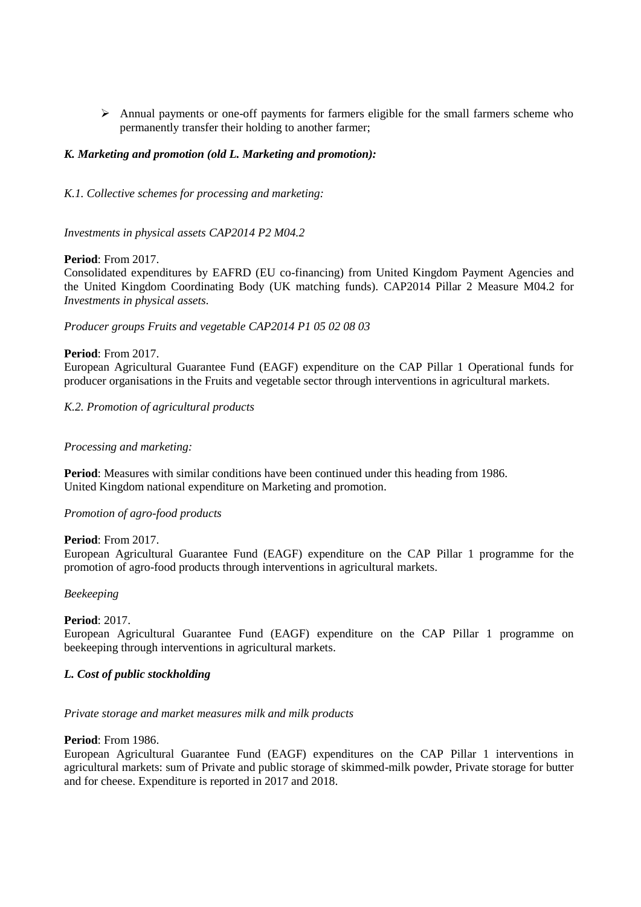- Annual payments or one-off payments for farmers eligible for the small farmers scheme who permanently transfer their holding to another farmer;

***K. Marketing and promotion (old L. Marketing and promotion):***

*K.1. Collective schemes for processing and marketing:*

*Investments in physical assets CAP2014 P2 M04.2*

**Period**: From 2017.
Consolidated expenditures by EAFRD (EU co-financing) from United Kingdom Payment Agencies and the United Kingdom Coordinating Body (UK matching funds). CAP2014 Pillar 2 Measure M04.2 for *Investments in physical assets*.

*Producer groups Fruits and vegetable CAP2014 P1 05 02 08 03*

**Period**: From 2017.
European Agricultural Guarantee Fund (EAGF) expenditure on the CAP Pillar 1 Operational funds for producer organisations in the Fruits and vegetable sector through interventions in agricultural markets.

*K.2. Promotion of agricultural products*

*Processing and marketing:*

**Period**: Measures with similar conditions have been continued under this heading from 1986.
United Kingdom national expenditure on Marketing and promotion.

*Promotion of agro-food products*

**Period**: From 2017.
European Agricultural Guarantee Fund (EAGF) expenditure on the CAP Pillar 1 programme for the promotion of agro-food products through interventions in agricultural markets.

*Beekeeping*

**Period**: 2017.
European Agricultural Guarantee Fund (EAGF) expenditure on the CAP Pillar 1 programme on beekeeping through interventions in agricultural markets.

***L. Cost of public stockholding***

*Private storage and market measures milk and milk products*

**Period**: From 1986.
European Agricultural Guarantee Fund (EAGF) expenditures on the CAP Pillar 1 interventions in agricultural markets: sum of Private and public storage of skimmed-milk powder, Private storage for butter and for cheese. Expenditure is reported in 2017 and 2018.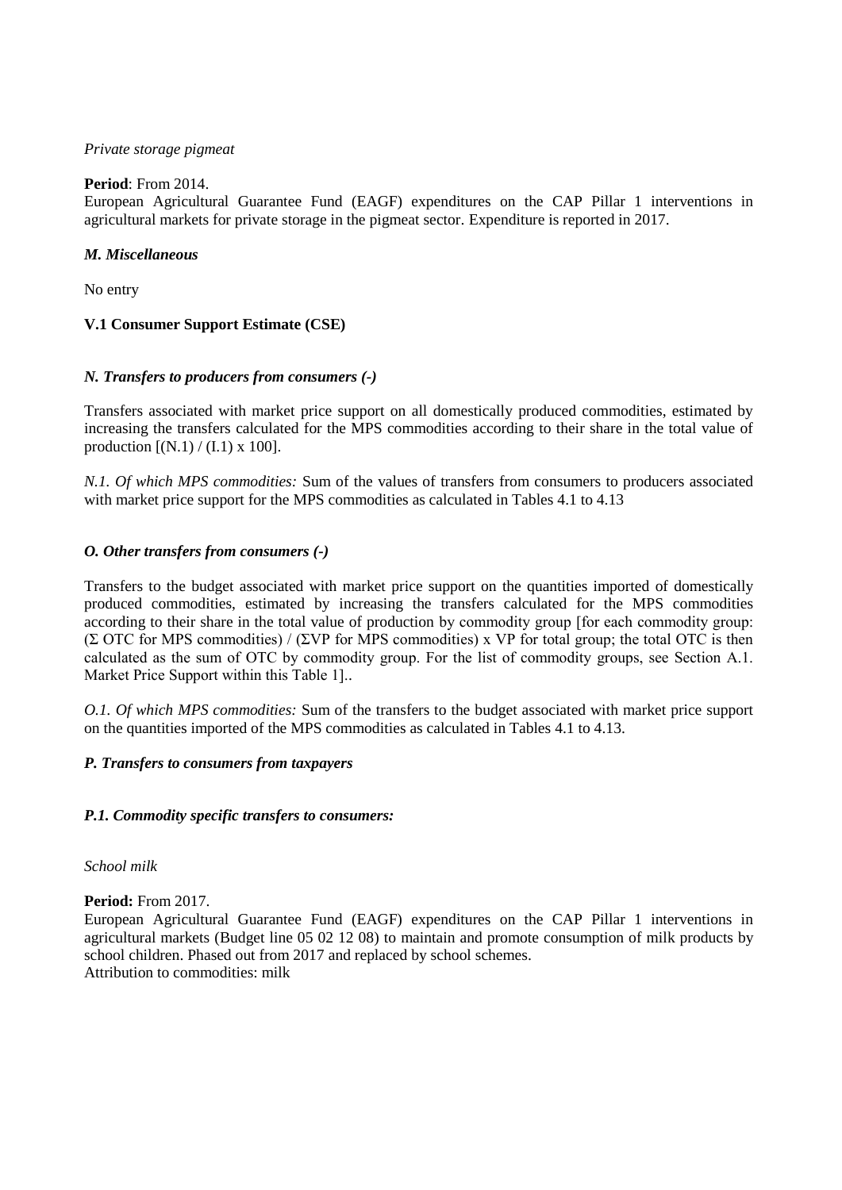*Private storage pigmeat*

**Period**: From 2014.
European Agricultural Guarantee Fund (EAGF) expenditures on the CAP Pillar 1 interventions in agricultural markets for private storage in the pigmeat sector. Expenditure is reported in 2017.

***M. Miscellaneous***

No entry

**V.1 Consumer Support Estimate (CSE)**

***N. Transfers to producers from consumers (-)***

Transfers associated with market price support on all domestically produced commodities, estimated by increasing the transfers calculated for the MPS commodities according to their share in the total value of production [(N.1) / (I.1) x 100].

*N.1. Of which MPS commodities:* Sum of the values of transfers from consumers to producers associated with market price support for the MPS commodities as calculated in Tables 4.1 to 4.13

***O. Other transfers from consumers (-)***

Transfers to the budget associated with market price support on the quantities imported of domestically produced commodities, estimated by increasing the transfers calculated for the MPS commodities according to their share in the total value of production by commodity group [for each commodity group: (Σ OTC for MPS commodities) / (ΣVP for MPS commodities) x VP for total group; the total OTC is then calculated as the sum of OTC by commodity group. For the list of commodity groups, see Section A.1. Market Price Support within this Table 1]..

*O.1. Of which MPS commodities:* Sum of the transfers to the budget associated with market price support on the quantities imported of the MPS commodities as calculated in Tables 4.1 to 4.13.

***P. Transfers to consumers from taxpayers***

***P.1. Commodity specific transfers to consumers:***

*School milk*

**Period:** From 2017.
European Agricultural Guarantee Fund (EAGF) expenditures on the CAP Pillar 1 interventions in agricultural markets (Budget line 05 02 12 08) to maintain and promote consumption of milk products by school children. Phased out from 2017 and replaced by school schemes.
Attribution to commodities: milk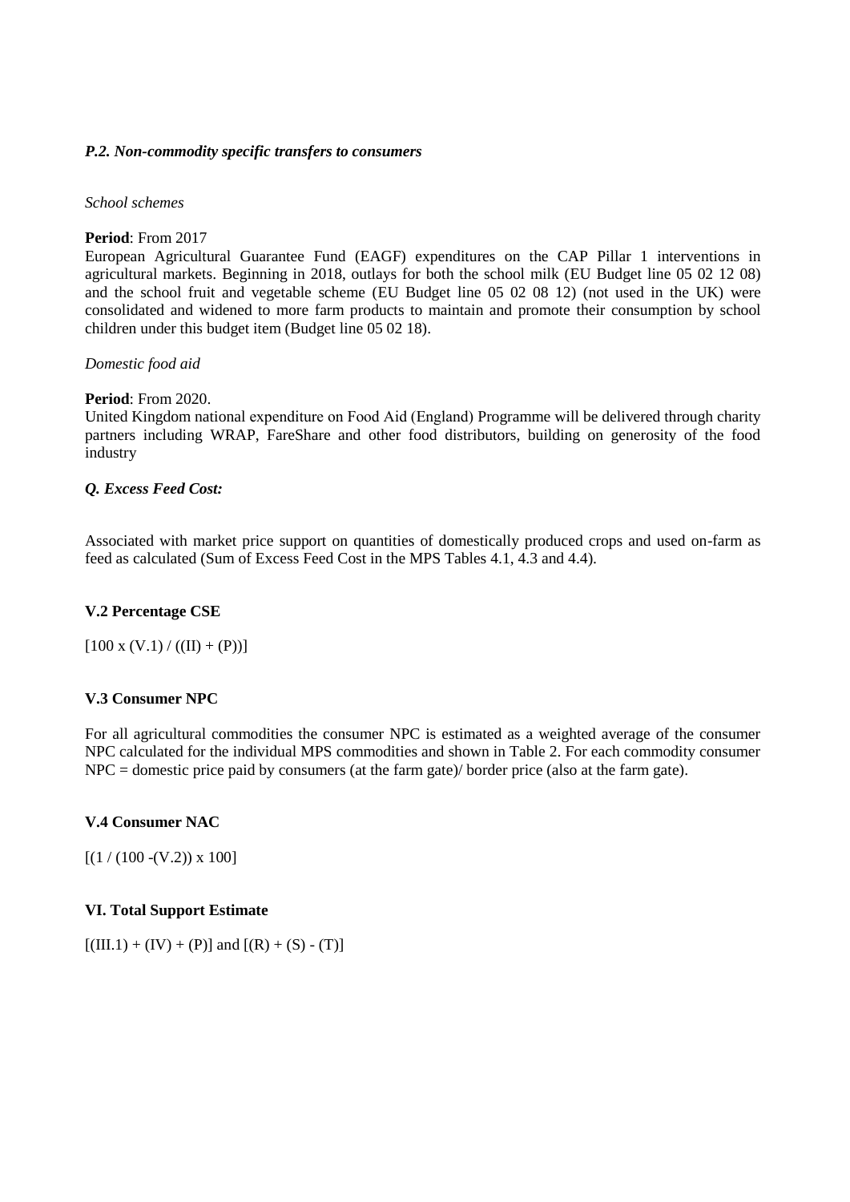### *P.2. Non-commodity specific transfers to consumers*

*School schemes*

**Period**: From 2017
European Agricultural Guarantee Fund (EAGF) expenditures on the CAP Pillar 1 interventions in agricultural markets. Beginning in 2018, outlays for both the school milk (EU Budget line 05 02 12 08) and the school fruit and vegetable scheme (EU Budget line 05 02 08 12) (not used in the UK) were consolidated and widened to more farm products to maintain and promote their consumption by school children under this budget item (Budget line 05 02 18).

*Domestic food aid*

**Period**: From 2020.
United Kingdom national expenditure on Food Aid (England) Programme will be delivered through charity partners including WRAP, FareShare and other food distributors, building on generosity of the food industry

### *Q. Excess Feed Cost:*

Associated with market price support on quantities of domestically produced crops and used on-farm as feed as calculated (Sum of Excess Feed Cost in the MPS Tables 4.1, 4.3 and 4.4).

### V.2 Percentage CSE

[100 x (V.1) / ((II) + (P))]

### V.3 Consumer NPC

For all agricultural commodities the consumer NPC is estimated as a weighted average of the consumer NPC calculated for the individual MPS commodities and shown in Table 2. For each commodity consumer NPC = domestic price paid by consumers (at the farm gate)/ border price (also at the farm gate).

### V.4 Consumer NAC

[(1 / (100 -(V.2)) x 100]

### VI. Total Support Estimate

[(III.1) + (IV) + (P)] and [(R) + (S) - (T)]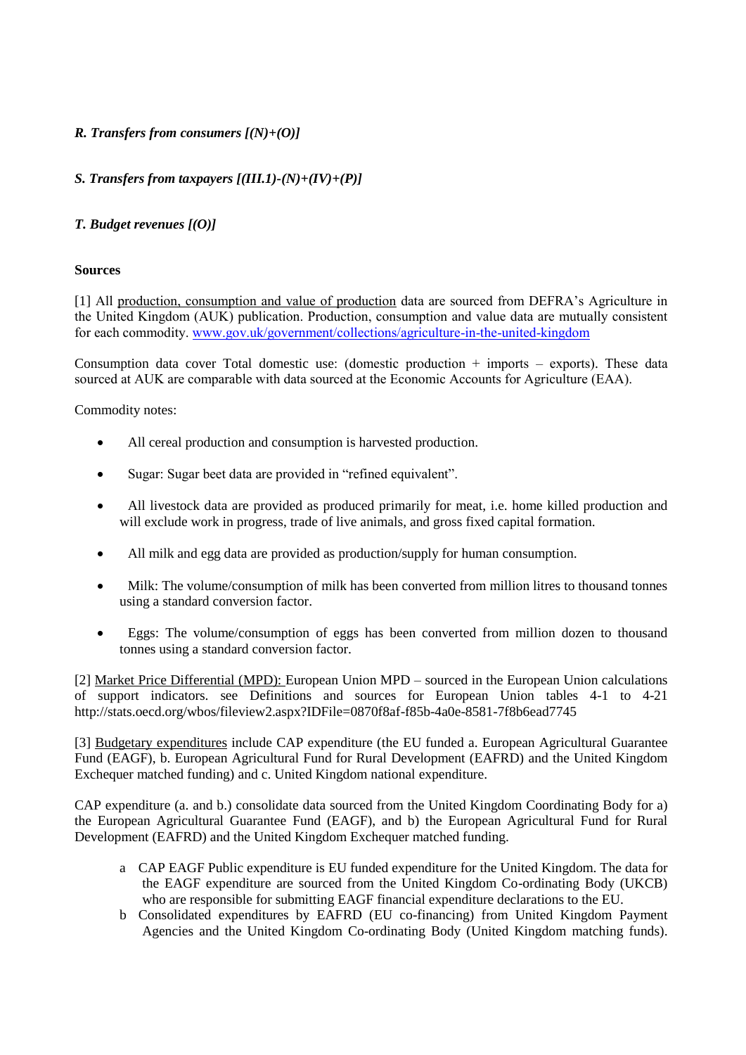*R. Transfers from consumers [(N)+(O)]*

*S. Transfers from taxpayers [(III.1)-(N)+(IV)+(P)]*

*T. Budget revenues [(O)]*

**Sources**

[1] All production, consumption and value of production data are sourced from DEFRA's Agriculture in the United Kingdom (AUK) publication. Production, consumption and value data are mutually consistent for each commodity. www.gov.uk/government/collections/agriculture-in-the-united-kingdom

Consumption data cover Total domestic use: (domestic production + imports – exports). These data sourced at AUK are comparable with data sourced at the Economic Accounts for Agriculture (EAA).

Commodity notes:

- All cereal production and consumption is harvested production.
- Sugar: Sugar beet data are provided in "refined equivalent".
- All livestock data are provided as produced primarily for meat, i.e. home killed production and will exclude work in progress, trade of live animals, and gross fixed capital formation.
- All milk and egg data are provided as production/supply for human consumption.
- Milk: The volume/consumption of milk has been converted from million litres to thousand tonnes using a standard conversion factor.
- Eggs: The volume/consumption of eggs has been converted from million dozen to thousand tonnes using a standard conversion factor.

[2] Market Price Differential (MPD): European Union MPD – sourced in the European Union calculations of support indicators. see Definitions and sources for European Union tables 4-1 to 4-21 http://stats.oecd.org/wbos/fileview2.aspx?IDFile=0870f8af-f85b-4a0e-8581-7f8b6ead7745

[3] Budgetary expenditures include CAP expenditure (the EU funded a. European Agricultural Guarantee Fund (EAGF), b. European Agricultural Fund for Rural Development (EAFRD) and the United Kingdom Exchequer matched funding) and c. United Kingdom national expenditure.

CAP expenditure (a. and b.) consolidate data sourced from the United Kingdom Coordinating Body for a) the European Agricultural Guarantee Fund (EAGF), and b) the European Agricultural Fund for Rural Development (EAFRD) and the United Kingdom Exchequer matched funding.

a. CAP EAGF Public expenditure is EU funded expenditure for the United Kingdom. The data for the EAGF expenditure are sourced from the United Kingdom Co-ordinating Body (UKCB) who are responsible for submitting EAGF financial expenditure declarations to the EU.
b. Consolidated expenditures by EAFRD (EU co-financing) from United Kingdom Payment Agencies and the United Kingdom Co-ordinating Body (United Kingdom matching funds).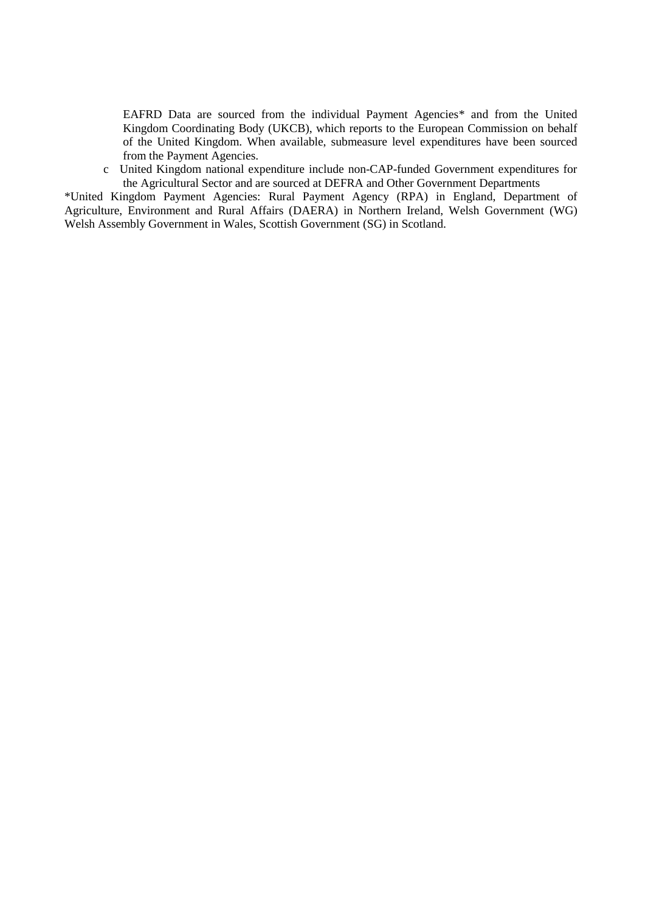EAFRD Data are sourced from the individual Payment Agencies* and from the United Kingdom Coordinating Body (UKCB), which reports to the European Commission on behalf of the United Kingdom. When available, submeasure level expenditures have been sourced from the Payment Agencies.

c United Kingdom national expenditure include non-CAP-funded Government expenditures for the Agricultural Sector and are sourced at DEFRA and Other Government Departments

*United Kingdom Payment Agencies: Rural Payment Agency (RPA) in England, Department of Agriculture, Environment and Rural Affairs (DAERA) in Northern Ireland, Welsh Government (WG) Welsh Assembly Government in Wales, Scottish Government (SG) in Scotland.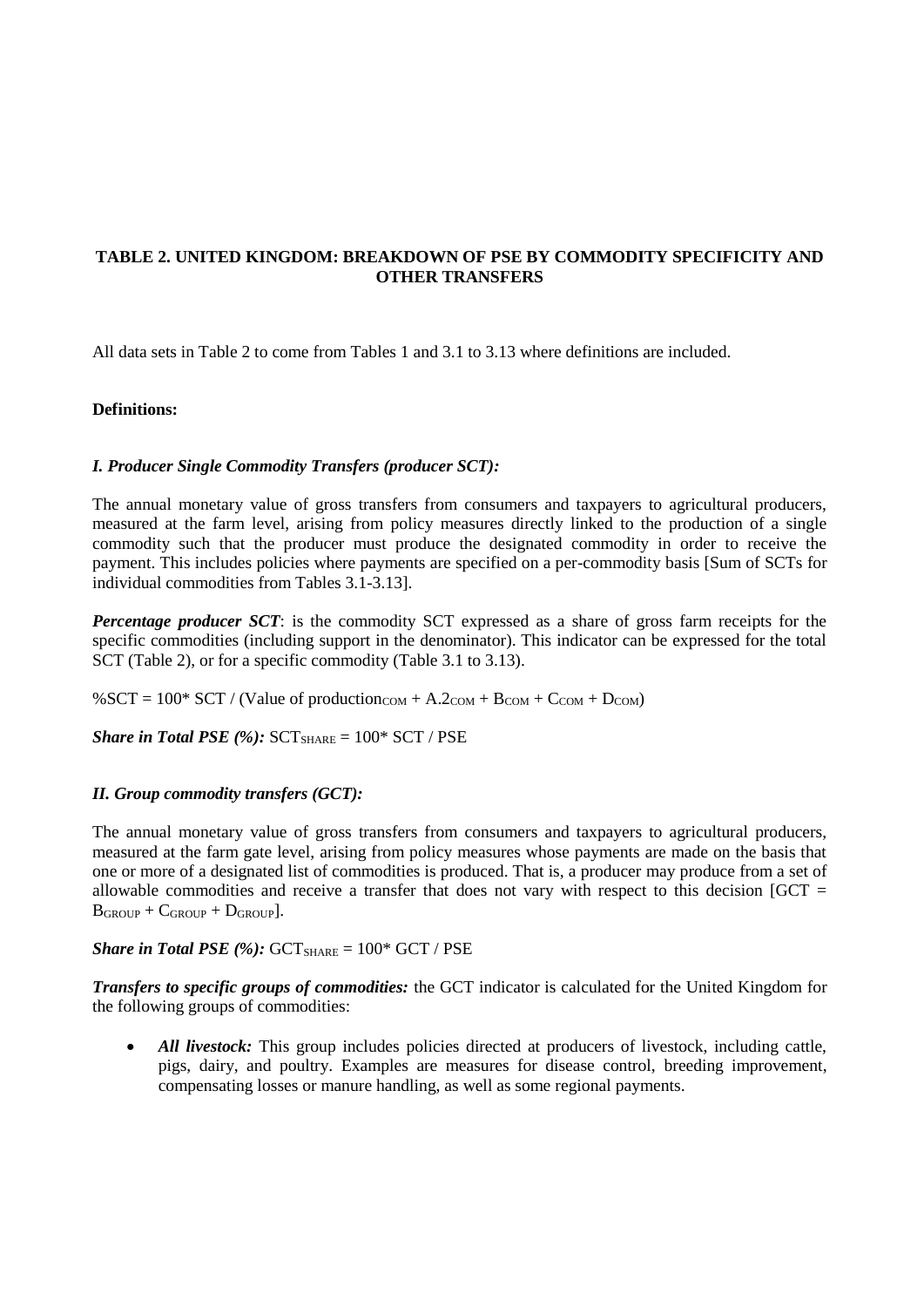# TABLE 2. UNITED KINGDOM: BREAKDOWN OF PSE BY COMMODITY SPECIFICITY AND OTHER TRANSFERS

All data sets in Table 2 to come from Tables 1 and 3.1 to 3.13 where definitions are included.

**Definitions:**

***I. Producer Single Commodity Transfers (producer SCT):***

The annual monetary value of gross transfers from consumers and taxpayers to agricultural producers, measured at the farm level, arising from policy measures directly linked to the production of a single commodity such that the producer must produce the designated commodity in order to receive the payment. This includes policies where payments are specified on a per-commodity basis [Sum of SCTs for individual commodities from Tables 3.1-3.13].

***Percentage producer SCT***: is the commodity SCT expressed as a share of gross farm receipts for the specific commodities (including support in the denominator). This indicator can be expressed for the total SCT (Table 2), or for a specific commodity (Table 3.1 to 3.13).

$\%SCT = 100 * SCT / (\text{Value of production}_{COM} + A.2_{COM} + B_{COM} + C_{COM} + D_{COM})$

***Share in Total PSE (%):*** $SCT_{SHARE} = 100 * SCT / PSE$

***II. Group commodity transfers (GCT):***

The annual monetary value of gross transfers from consumers and taxpayers to agricultural producers, measured at the farm gate level, arising from policy measures whose payments are made on the basis that one or more of a designated list of commodities is produced. That is, a producer may produce from a set of allowable commodities and receive a transfer that does not vary with respect to this decision [$GCT = B_{GROUP} + C_{GROUP} + D_{GROUP}$].

***Share in Total PSE (%):*** $GCT_{SHARE} = 100 * GCT / PSE$

***Transfers to specific groups of commodities:*** the GCT indicator is calculated for the United Kingdom for the following groups of commodities:

- ***All livestock:*** This group includes policies directed at producers of livestock, including cattle, pigs, dairy, and poultry. Examples are measures for disease control, breeding improvement, compensating losses or manure handling, as well as some regional payments.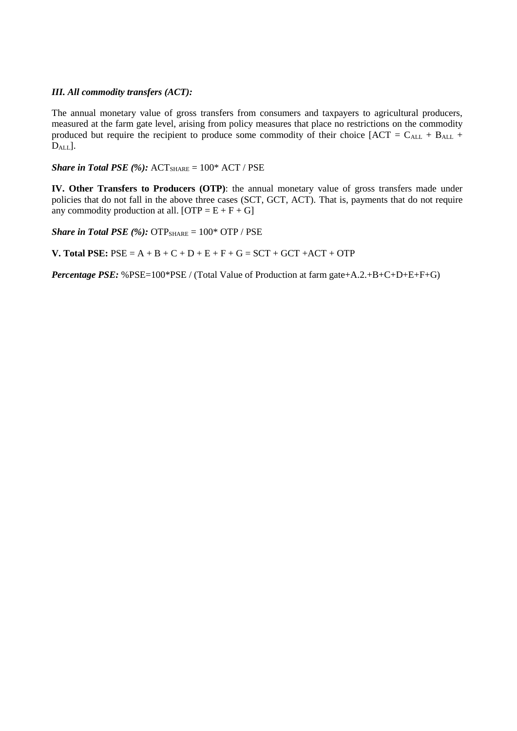***III. All commodity transfers (ACT):***

The annual monetary value of gross transfers from consumers and taxpayers to agricultural producers, measured at the farm gate level, arising from policy measures that place no restrictions on the commodity produced but require the recipient to produce some commodity of their choice [$ACT = C_{ALL} + B_{ALL} + D_{ALL}$].

***Share in Total PSE (%):*** $ACT_{SHARE} = 100 * ACT / PSE$

**IV. Other Transfers to Producers (OTP)**: the annual monetary value of gross transfers made under policies that do not fall in the above three cases (SCT, GCT, ACT). That is, payments that do not require any commodity production at all. [$OTP = E + F + G$]

***Share in Total PSE (%):*** $OTP_{SHARE} = 100 * OTP / PSE$

**V. Total PSE:** $PSE = A + B + C + D + E + F + G = SCT + GCT + ACT + OTP$

***Percentage PSE:*** %PSE=100*PSE / (Total Value of Production at farm gate+A.2.+B+C+D+E+F+G)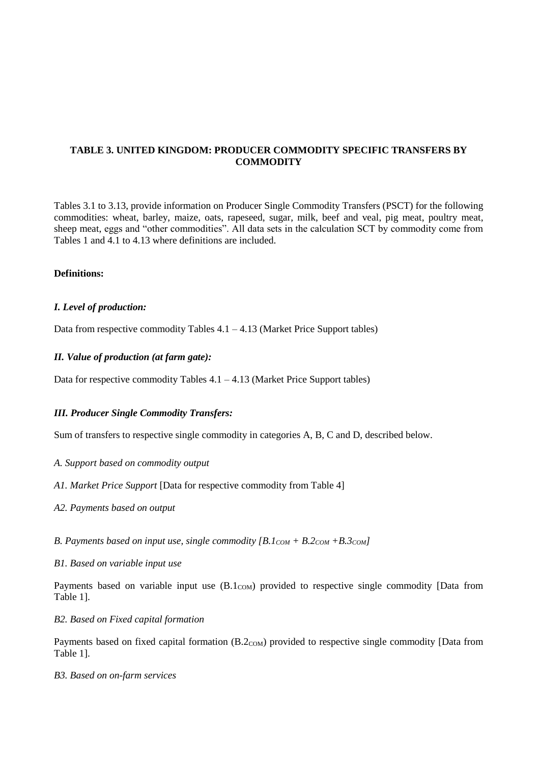**TABLE 3. UNITED KINGDOM: PRODUCER COMMODITY SPECIFIC TRANSFERS BY COMMODITY**

Tables 3.1 to 3.13, provide information on Producer Single Commodity Transfers (PSCT) for the following commodities: wheat, barley, maize, oats, rapeseed, sugar, milk, beef and veal, pig meat, poultry meat, sheep meat, eggs and "other commodities". All data sets in the calculation SCT by commodity come from Tables 1 and 4.1 to 4.13 where definitions are included.

**Definitions:**

***I. Level of production:***

Data from respective commodity Tables 4.1 – 4.13 (Market Price Support tables)

***II. Value of production (at farm gate):***

Data for respective commodity Tables 4.1 – 4.13 (Market Price Support tables)

***III. Producer Single Commodity Transfers:***

Sum of transfers to respective single commodity in categories A, B, C and D, described below.

*A. Support based on commodity output*

*A1. Market Price Support* [Data for respective commodity from Table 4]

*A2. Payments based on output*

*B. Payments based on input use, single commodity [$B.1_{COM}$ + $B.2_{COM}$ +$B.3_{COM}$]*

*B1. Based on variable input use*

Payments based on variable input use ($B.1_{COM}$) provided to respective single commodity [Data from Table 1].

*B2. Based on Fixed capital formation*

Payments based on fixed capital formation ($B.2_{COM}$) provided to respective single commodity [Data from Table 1].

*B3. Based on on-farm services*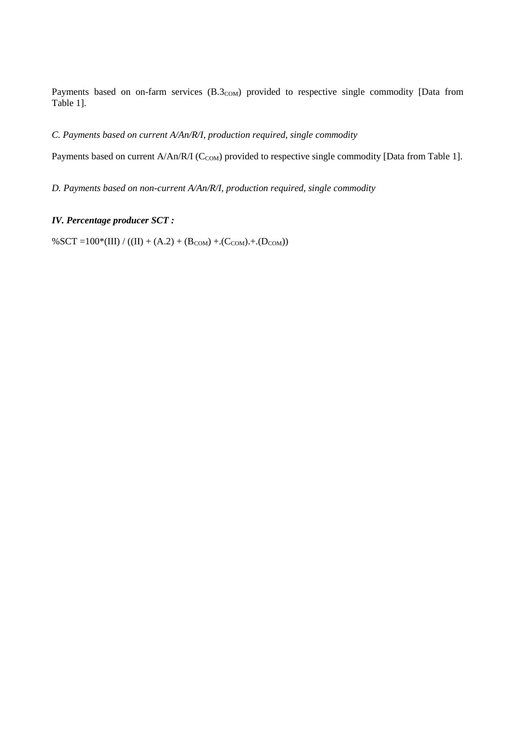Payments based on on-farm services ($B.3_{COM}$) provided to respective single commodity [Data from Table 1].

*C. Payments based on current A/An/R/I, production required, single commodity*

Payments based on current A/An/R/I ($C_{COM}$) provided to respective single commodity [Data from Table 1].

*D. Payments based on non-current A/An/R/I, production required, single commodity*

***IV. Percentage producer SCT :***

$\%SCT = 100*(III) / ((II) + (A.2) + (B_{COM}) +.(C_{COM}).+.(D_{COM}))$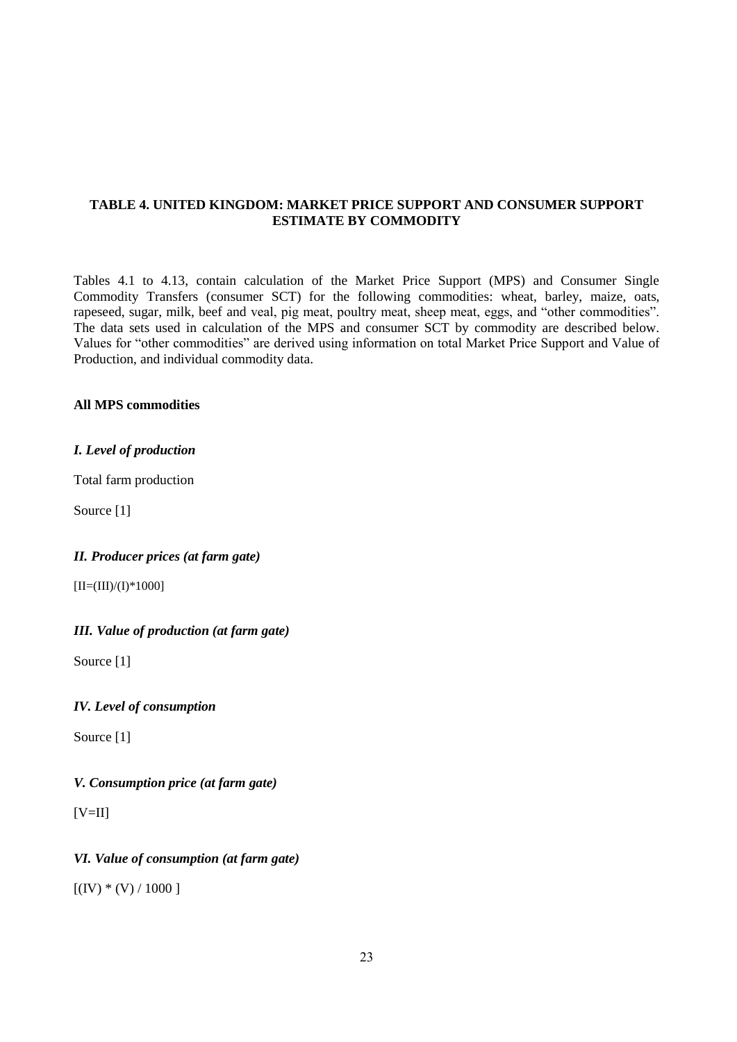**TABLE 4. UNITED KINGDOM: MARKET PRICE SUPPORT AND CONSUMER SUPPORT ESTIMATE BY COMMODITY**

Tables 4.1 to 4.13, contain calculation of the Market Price Support (MPS) and Consumer Single Commodity Transfers (consumer SCT) for the following commodities: wheat, barley, maize, oats, rapeseed, sugar, milk, beef and veal, pig meat, poultry meat, sheep meat, eggs, and "other commodities". The data sets used in calculation of the MPS and consumer SCT by commodity are described below. Values for "other commodities" are derived using information on total Market Price Support and Value of Production, and individual commodity data.

**All MPS commodities**

***I. Level of production***

Total farm production

Source [1]

***II. Producer prices (at farm gate)***

[II=(III)/(I)*1000]

***III. Value of production (at farm gate)***

Source [1]

***IV. Level of consumption***

Source [1]

***V. Consumption price (at farm gate)***

[V=II]

***VI. Value of consumption (at farm gate)***

[(IV) * (V) / 1000 ]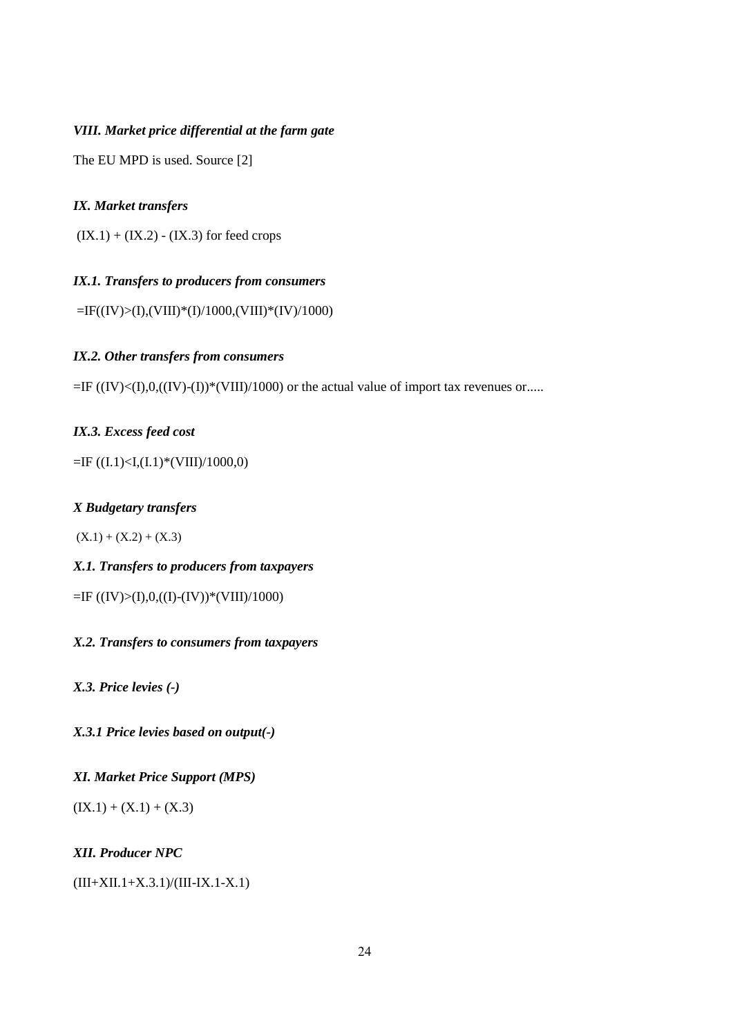### *VIII. Market price differential at the farm gate*

The EU MPD is used. Source [2]

### *IX. Market transfers*

(IX.1) + (IX.2) - (IX.3) for feed crops

### *IX.1. Transfers to producers from consumers*

=IF((IV)>(I),(VIII)*(I)/1000,(VIII)*(IV)/1000)

### *IX.2. Other transfers from consumers*

=IF ((IV)<(I),0,((IV)-(I))*(VIII)/1000) or the actual value of import tax revenues or.....

### *IX.3. Excess feed cost*

=IF ((I.1)<I,(I.1)*(VIII)/1000,0)

### *X Budgetary transfers*

(X.1) + (X.2) + (X.3)

### *X.1. Transfers to producers from taxpayers*

=IF ((IV)>(I),0,((I)-(IV))*(VIII)/1000)

### *X.2. Transfers to consumers from taxpayers*

### *X.3. Price levies (-)*

### *X.3.1 Price levies based on output(-)*

### *XI. Market Price Support (MPS)*

(IX.1) + (X.1) + (X.3)

### *XII. Producer NPC*

(III+XII.1+X.3.1)/(III-IX.1-X.1)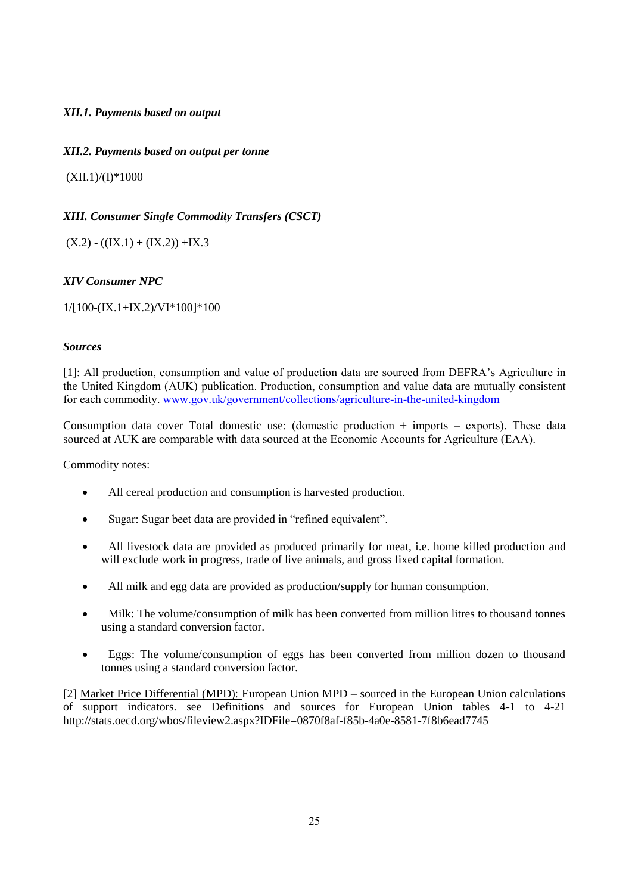***XII.1. Payments based on output***

***XII.2. Payments based on output per tonne***

(XII.1)/(I)*1000

***XIII. Consumer Single Commodity Transfers (CSCT)***

(X.2) - ((IX.1) + (IX.2)) +IX.3

***XIV Consumer NPC***

1/[100-(IX.1+IX.2)/VI*100]*100

***Sources***

[1]: All production, consumption and value of production data are sourced from DEFRA's Agriculture in the United Kingdom (AUK) publication. Production, consumption and value data are mutually consistent for each commodity. [www.gov.uk/government/collections/agriculture-in-the-united-kingdom](www.gov.uk/government/collections/agriculture-in-the-united-kingdom)

Consumption data cover Total domestic use: (domestic production + imports – exports). These data sourced at AUK are comparable with data sourced at the Economic Accounts for Agriculture (EAA).

Commodity notes:

- All cereal production and consumption is harvested production.
- Sugar: Sugar beet data are provided in "refined equivalent".
- All livestock data are provided as produced primarily for meat, i.e. home killed production and will exclude work in progress, trade of live animals, and gross fixed capital formation.
- All milk and egg data are provided as production/supply for human consumption.
- Milk: The volume/consumption of milk has been converted from million litres to thousand tonnes using a standard conversion factor.
- Eggs: The volume/consumption of eggs has been converted from million dozen to thousand tonnes using a standard conversion factor.

[2] Market Price Differential (MPD): European Union MPD – sourced in the European Union calculations of support indicators. see Definitions and sources for European Union tables 4-1 to 4-21 http://stats.oecd.org/wbos/fileview2.aspx?IDFile=0870f8af-f85b-4a0e-8581-7f8b6ead7745